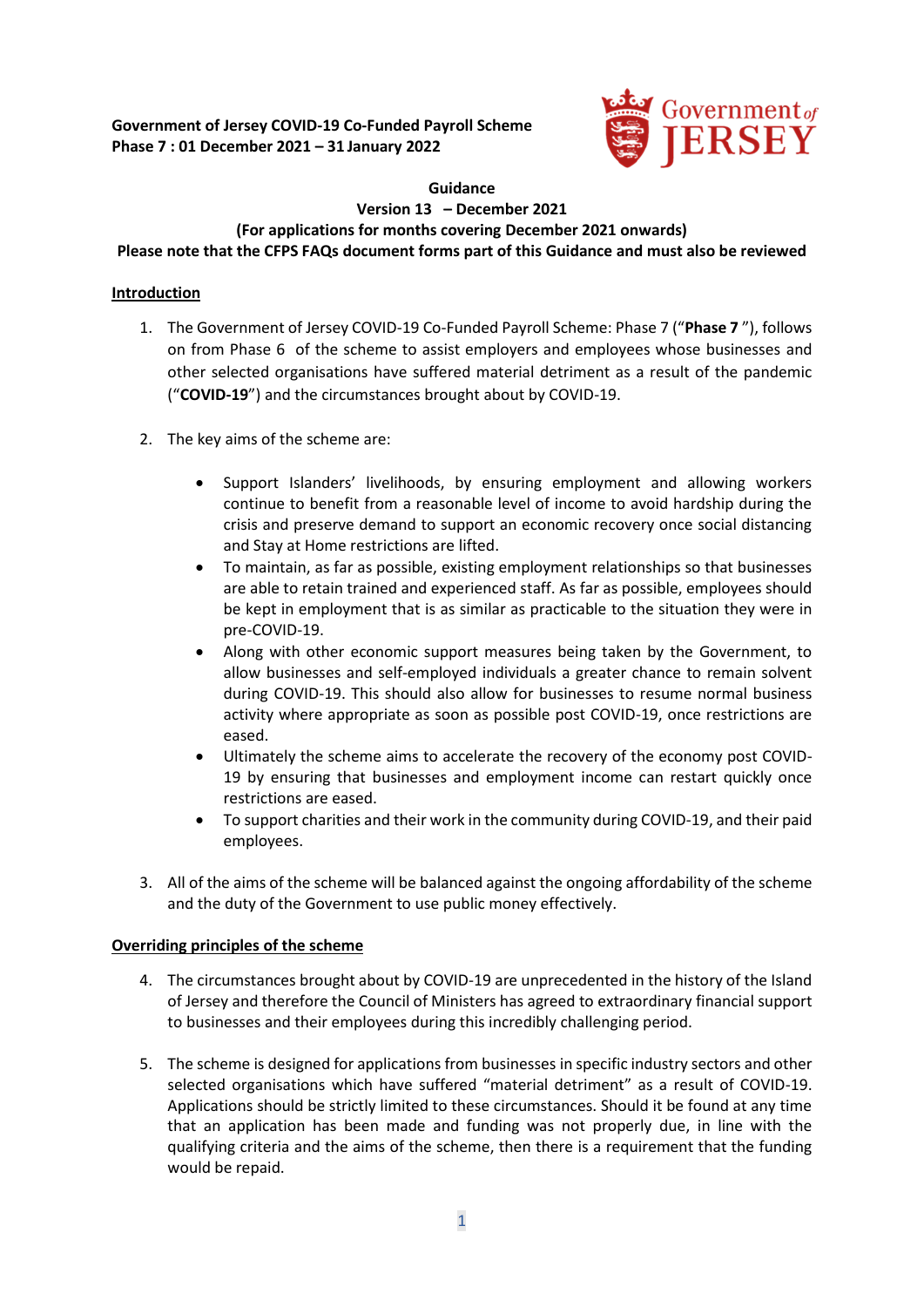**Government of Jersey COVID-19 Co-Funded Payroll Scheme**
**Phase 7 : 01 December 2021 – 31 January 2022**

**Guidance**

**Version 13 – December 2021**

**(For applications for months covering December 2021 onwards)**

**Please note that the CFPS FAQs document forms part of this Guidance and must also be reviewed**

## Introduction

1. The Government of Jersey COVID-19 Co-Funded Payroll Scheme: Phase 7 ("**Phase 7** "), follows on from Phase 6 of the scheme to assist employers and employees whose businesses and other selected organisations have suffered material detriment as a result of the pandemic ("**COVID-19**") and the circumstances brought about by COVID-19.

2. The key aims of the scheme are:

   - Support Islanders' livelihoods, by ensuring employment and allowing workers continue to benefit from a reasonable level of income to avoid hardship during the crisis and preserve demand to support an economic recovery once social distancing and Stay at Home restrictions are lifted.
   - To maintain, as far as possible, existing employment relationships so that businesses are able to retain trained and experienced staff. As far as possible, employees should be kept in employment that is as similar as practicable to the situation they were in pre-COVID-19.
   - Along with other economic support measures being taken by the Government, to allow businesses and self-employed individuals a greater chance to remain solvent during COVID-19. This should also allow for businesses to resume normal business activity where appropriate as soon as possible post COVID-19, once restrictions are eased.
   - Ultimately the scheme aims to accelerate the recovery of the economy post COVID-19 by ensuring that businesses and employment income can restart quickly once restrictions are eased.
   - To support charities and their work in the community during COVID-19, and their paid employees.

3. All of the aims of the scheme will be balanced against the ongoing affordability of the scheme and the duty of the Government to use public money effectively.

## Overriding principles of the scheme

4. The circumstances brought about by COVID-19 are unprecedented in the history of the Island of Jersey and therefore the Council of Ministers has agreed to extraordinary financial support to businesses and their employees during this incredibly challenging period.

5. The scheme is designed for applications from businesses in specific industry sectors and other selected organisations which have suffered "material detriment" as a result of COVID-19. Applications should be strictly limited to these circumstances. Should it be found at any time that an application has been made and funding was not properly due, in line with the qualifying criteria and the aims of the scheme, then there is a requirement that the funding would be repaid.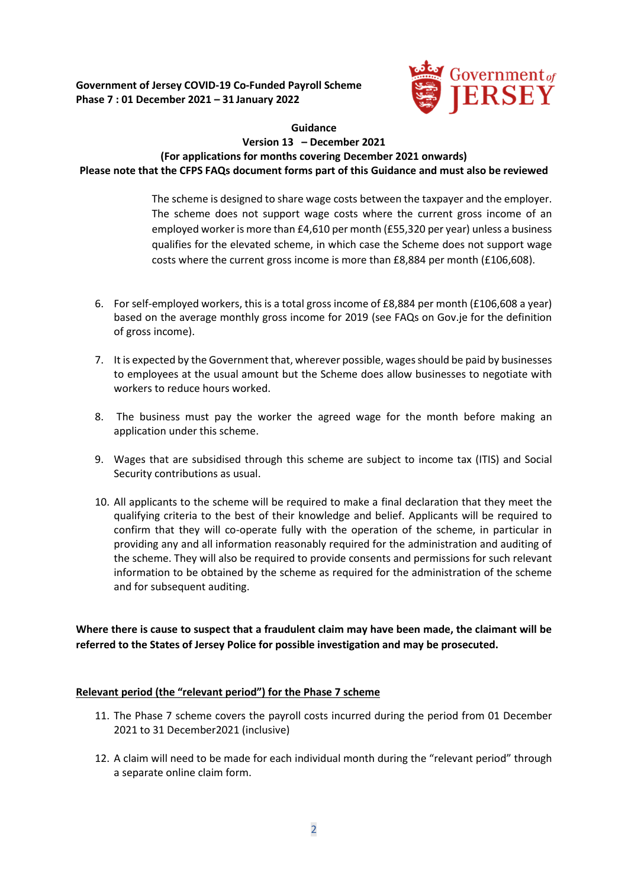**Government of Jersey COVID-19 Co-Funded Payroll Scheme**
**Phase 7 : 01 December 2021 – 31 January 2022**

**Guidance**
**Version 13 – December 2021**
**(For applications for months covering December 2021 onwards)**
**Please note that the CFPS FAQs document forms part of this Guidance and must also be reviewed**

The scheme is designed to share wage costs between the taxpayer and the employer. The scheme does not support wage costs where the current gross income of an employed worker is more than £4,610 per month (£55,320 per year) unless a business qualifies for the elevated scheme, in which case the Scheme does not support wage costs where the current gross income is more than £8,884 per month (£106,608).

6. For self-employed workers, this is a total gross income of £8,884 per month (£106,608 a year) based on the average monthly gross income for 2019 (see FAQs on Gov.je for the definition of gross income).

7. It is expected by the Government that, wherever possible, wages should be paid by businesses to employees at the usual amount but the Scheme does allow businesses to negotiate with workers to reduce hours worked.

8. The business must pay the worker the agreed wage for the month before making an application under this scheme.

9. Wages that are subsidised through this scheme are subject to income tax (ITIS) and Social Security contributions as usual.

10. All applicants to the scheme will be required to make a final declaration that they meet the qualifying criteria to the best of their knowledge and belief. Applicants will be required to confirm that they will co-operate fully with the operation of the scheme, in particular in providing any and all information reasonably required for the administration and auditing of the scheme. They will also be required to provide consents and permissions for such relevant information to be obtained by the scheme as required for the administration of the scheme and for subsequent auditing.

**Where there is cause to suspect that a fraudulent claim may have been made, the claimant will be referred to the States of Jersey Police for possible investigation and may be prosecuted.**

**<u>Relevant period (the "relevant period") for the Phase 7 scheme</u>**

11. The Phase 7 scheme covers the payroll costs incurred during the period from 01 December 2021 to 31 December2021 (inclusive)

12. A claim will need to be made for each individual month during the "relevant period" through a separate online claim form.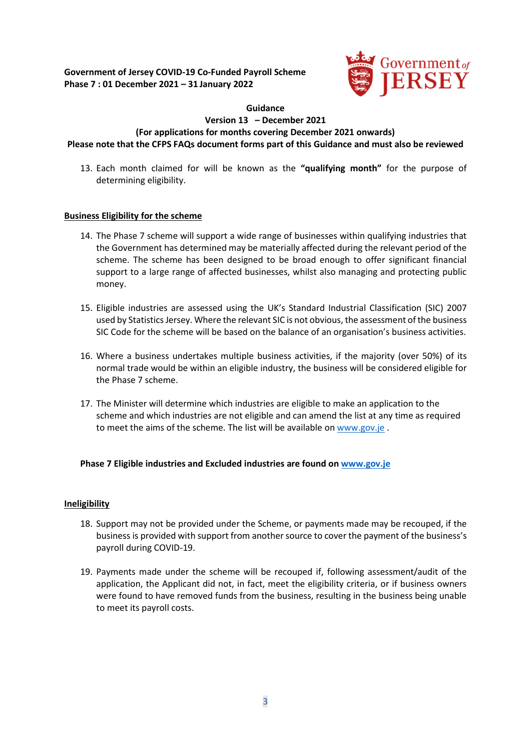Government of Jersey COVID-19 Co-Funded Payroll Scheme
Phase 7 : 01 December 2021 – 31 January 2022

**Guidance**
**Version 13 – December 2021**
**(For applications for months covering December 2021 onwards)**
**Please note that the CFPS FAQs document forms part of this Guidance and must also be reviewed**

13. Each month claimed for will be known as the **"qualifying month"** for the purpose of determining eligibility.

## Business Eligibility for the scheme

14. The Phase 7 scheme will support a wide range of businesses within qualifying industries that the Government has determined may be materially affected during the relevant period of the scheme. The scheme has been designed to be broad enough to offer significant financial support to a large range of affected businesses, whilst also managing and protecting public money.

15. Eligible industries are assessed using the UK's Standard Industrial Classification (SIC) 2007 used by Statistics Jersey. Where the relevant SIC is not obvious, the assessment of the business SIC Code for the scheme will be based on the balance of an organisation's business activities.

16. Where a business undertakes multiple business activities, if the majority (over 50%) of its normal trade would be within an eligible industry, the business will be considered eligible for the Phase 7 scheme.

17. The Minister will determine which industries are eligible to make an application to the scheme and which industries are not eligible and can amend the list at any time as required to meet the aims of the scheme. The list will be available on www.gov.je .

**Phase 7 Eligible industries and Excluded industries are found on www.gov.je**

## Ineligibility

18. Support may not be provided under the Scheme, or payments made may be recouped, if the business is provided with support from another source to cover the payment of the business's payroll during COVID-19.

19. Payments made under the scheme will be recouped if, following assessment/audit of the application, the Applicant did not, in fact, meet the eligibility criteria, or if business owners were found to have removed funds from the business, resulting in the business being unable to meet its payroll costs.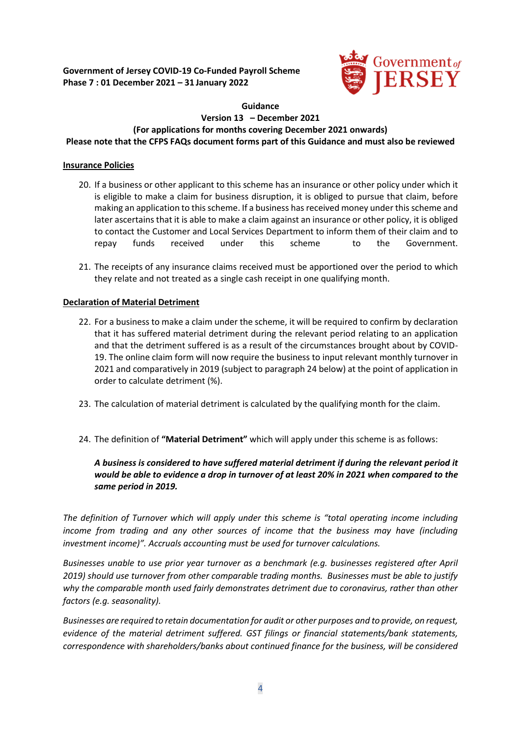**Government of Jersey COVID-19 Co-Funded Payroll Scheme**
**Phase 7 : 01 December 2021 – 31 January 2022**

**Guidance**
**Version 13 – December 2021**
**(For applications for months covering December 2021 onwards)**
**Please note that the CFPS FAQs document forms part of this Guidance and must also be reviewed**

**Insurance Policies**

20. If a business or other applicant to this scheme has an insurance or other policy under which it is eligible to make a claim for business disruption, it is obliged to pursue that claim, before making an application to this scheme. If a business has received money under this scheme and later ascertains that it is able to make a claim against an insurance or other policy, it is obliged to contact the Customer and Local Services Department to inform them of their claim and to repay funds received under this scheme to the Government.

21. The receipts of any insurance claims received must be apportioned over the period to which they relate and not treated as a single cash receipt in one qualifying month.

**Declaration of Material Detriment**

22. For a business to make a claim under the scheme, it will be required to confirm by declaration that it has suffered material detriment during the relevant period relating to an application and that the detriment suffered is as a result of the circumstances brought about by COVID-19. The online claim form will now require the business to input relevant monthly turnover in 2021 and comparatively in 2019 (subject to paragraph 24 below) at the point of application in order to calculate detriment (%).

23. The calculation of material detriment is calculated by the qualifying month for the claim.

24. The definition of **"Material Detriment"** which will apply under this scheme is as follows:

    ***A business is considered to have suffered material detriment if during the relevant period it would be able to evidence a drop in turnover of at least 20% in 2021 when compared to the same period in 2019.***

*The definition of Turnover which will apply under this scheme is "total operating income including income from trading and any other sources of income that the business may have (including investment income)". Accruals accounting must be used for turnover calculations.*

*Businesses unable to use prior year turnover as a benchmark (e.g. businesses registered after April 2019) should use turnover from other comparable trading months. Businesses must be able to justify why the comparable month used fairly demonstrates detriment due to coronavirus, rather than other factors (e.g. seasonality).*

*Businesses are required to retain documentation for audit or other purposes and to provide, on request, evidence of the material detriment suffered. GST filings or financial statements/bank statements, correspondence with shareholders/banks about continued finance for the business, will be considered*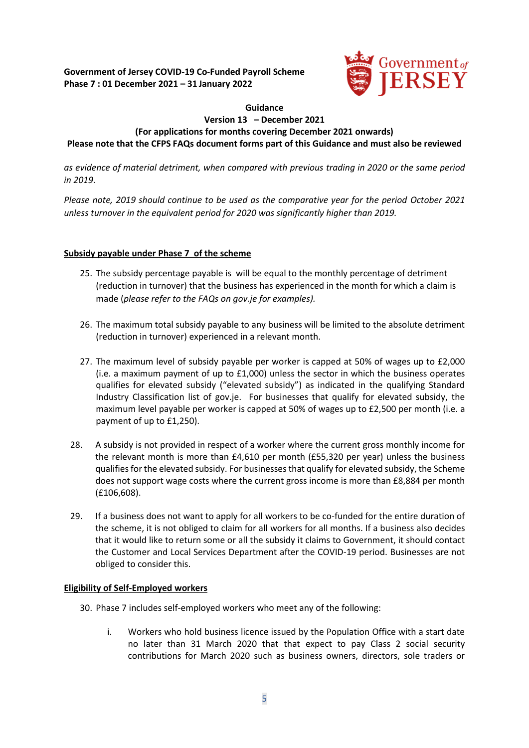*as evidence of material detriment, when compared with previous trading in 2020 or the same period in 2019.*

*Please note, 2019 should continue to be used as the comparative year for the period October 2021 unless turnover in the equivalent period for 2020 was significantly higher than 2019.*

**Subsidy payable under Phase 7 of the scheme**

25. The subsidy percentage payable is will be equal to the monthly percentage of detriment (reduction in turnover) that the business has experienced in the month for which a claim is made (*please refer to the FAQs on gov.je for examples).*

26. The maximum total subsidy payable to any business will be limited to the absolute detriment (reduction in turnover) experienced in a relevant month.

27. The maximum level of subsidy payable per worker is capped at 50% of wages up to £2,000 (i.e. a maximum payment of up to £1,000) unless the sector in which the business operates qualifies for elevated subsidy ("elevated subsidy") as indicated in the qualifying Standard Industry Classification list of gov.je. For businesses that qualify for elevated subsidy, the maximum level payable per worker is capped at 50% of wages up to £2,500 per month (i.e. a payment of up to £1,250).

28. A subsidy is not provided in respect of a worker where the current gross monthly income for the relevant month is more than £4,610 per month (£55,320 per year) unless the business qualifies for the elevated subsidy. For businesses that qualify for elevated subsidy, the Scheme does not support wage costs where the current gross income is more than £8,884 per month (£106,608).

29. If a business does not want to apply for all workers to be co-funded for the entire duration of the scheme, it is not obliged to claim for all workers for all months. If a business also decides that it would like to return some or all the subsidy it claims to Government, it should contact the Customer and Local Services Department after the COVID-19 period. Businesses are not obliged to consider this.

**Eligibility of Self-Employed workers**

30. Phase 7 includes self-employed workers who meet any of the following:

    i. Workers who hold business licence issued by the Population Office with a start date no later than 31 March 2020 that that expect to pay Class 2 social security contributions for March 2020 such as business owners, directors, sole traders or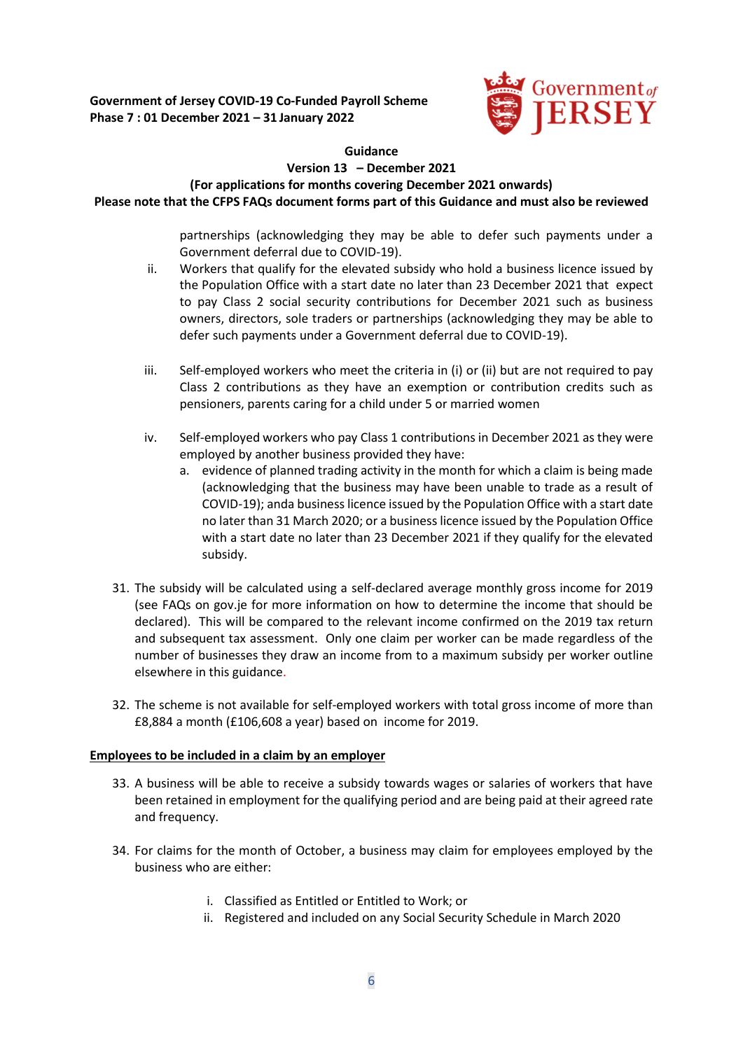partnerships (acknowledging they may be able to defer such payments under a Government deferral due to COVID-19).

ii. Workers that qualify for the elevated subsidy who hold a business licence issued by the Population Office with a start date no later than 23 December 2021 that expect to pay Class 2 social security contributions for December 2021 such as business owners, directors, sole traders or partnerships (acknowledging they may be able to defer such payments under a Government deferral due to COVID-19).

iii. Self-employed workers who meet the criteria in (i) or (ii) but are not required to pay Class 2 contributions as they have an exemption or contribution credits such as pensioners, parents caring for a child under 5 or married women

iv. Self-employed workers who pay Class 1 contributions in December 2021 as they were employed by another business provided they have:
   a. evidence of planned trading activity in the month for which a claim is being made (acknowledging that the business may have been unable to trade as a result of COVID-19); anda business licence issued by the Population Office with a start date no later than 31 March 2020; or a business licence issued by the Population Office with a start date no later than 23 December 2021 if they qualify for the elevated subsidy.

31. The subsidy will be calculated using a self-declared average monthly gross income for 2019 (see FAQs on gov.je for more information on how to determine the income that should be declared). This will be compared to the relevant income confirmed on the 2019 tax return and subsequent tax assessment. Only one claim per worker can be made regardless of the number of businesses they draw an income from to a maximum subsidy per worker outline elsewhere in this guidance.

32. The scheme is not available for self-employed workers with total gross income of more than £8,884 a month (£106,608 a year) based on income for 2019.

**Employees to be included in a claim by an employer**

33. A business will be able to receive a subsidy towards wages or salaries of workers that have been retained in employment for the qualifying period and are being paid at their agreed rate and frequency.

34. For claims for the month of October, a business may claim for employees employed by the business who are either:

    i. Classified as Entitled or Entitled to Work; or
    ii. Registered and included on any Social Security Schedule in March 2020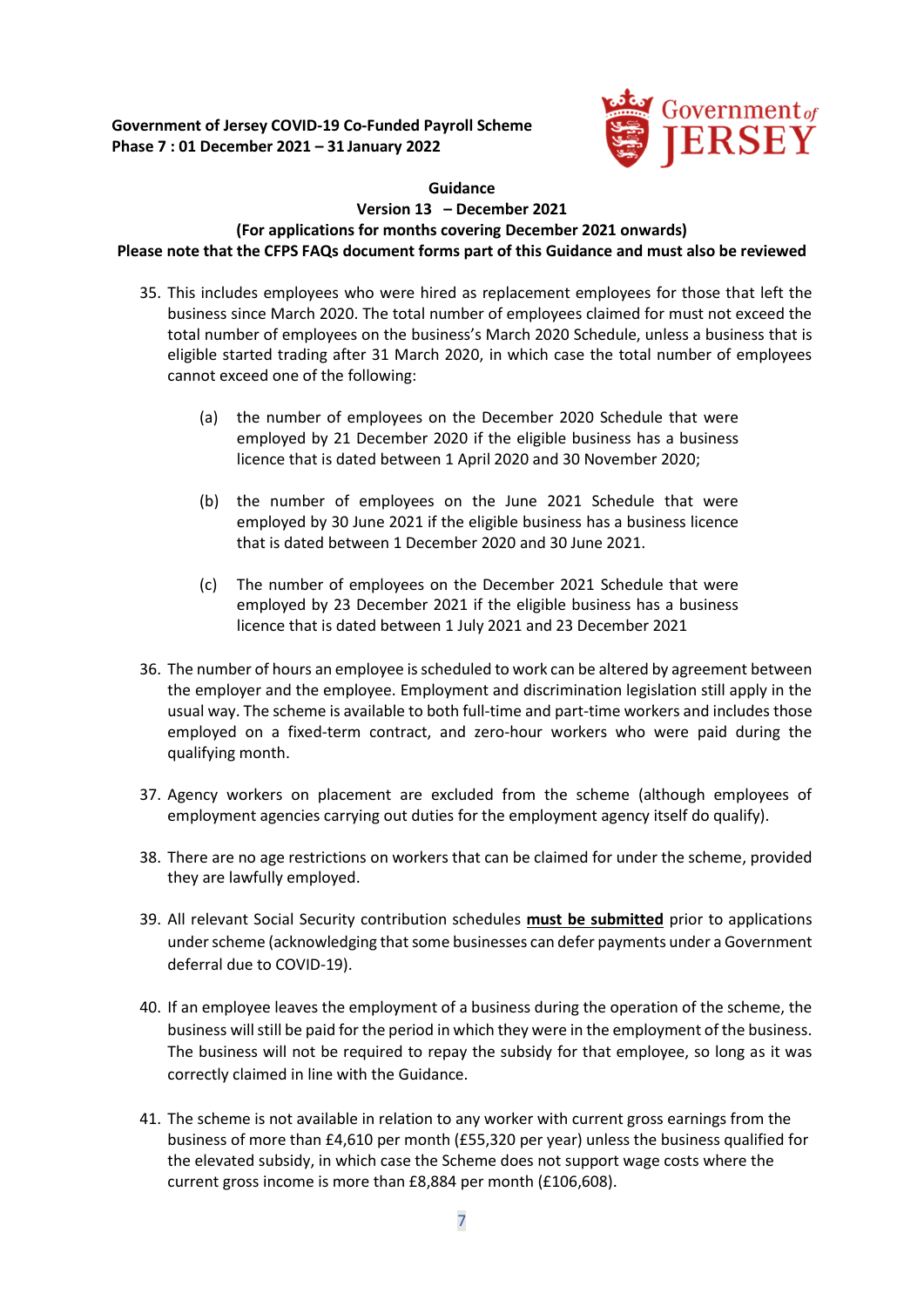35. This includes employees who were hired as replacement employees for those that left the business since March 2020. The total number of employees claimed for must not exceed the total number of employees on the business's March 2020 Schedule, unless a business that is eligible started trading after 31 March 2020, in which case the total number of employees cannot exceed one of the following:

    (a) the number of employees on the December 2020 Schedule that were employed by 21 December 2020 if the eligible business has a business licence that is dated between 1 April 2020 and 30 November 2020;

    (b) the number of employees on the June 2021 Schedule that were employed by 30 June 2021 if the eligible business has a business licence that is dated between 1 December 2020 and 30 June 2021.

    (c) The number of employees on the December 2021 Schedule that were employed by 23 December 2021 if the eligible business has a business licence that is dated between 1 July 2021 and 23 December 2021

36. The number of hours an employee is scheduled to work can be altered by agreement between the employer and the employee. Employment and discrimination legislation still apply in the usual way. The scheme is available to both full-time and part-time workers and includes those employed on a fixed-term contract, and zero-hour workers who were paid during the qualifying month.

37. Agency workers on placement are excluded from the scheme (although employees of employment agencies carrying out duties for the employment agency itself do qualify).

38. There are no age restrictions on workers that can be claimed for under the scheme, provided they are lawfully employed.

39. All relevant Social Security contribution schedules **must be submitted** prior to applications under scheme (acknowledging that some businesses can defer payments under a Government deferral due to COVID-19).

40. If an employee leaves the employment of a business during the operation of the scheme, the business will still be paid for the period in which they were in the employment of the business. The business will not be required to repay the subsidy for that employee, so long as it was correctly claimed in line with the Guidance.

41. The scheme is not available in relation to any worker with current gross earnings from the business of more than £4,610 per month (£55,320 per year) unless the business qualified for the elevated subsidy, in which case the Scheme does not support wage costs where the current gross income is more than £8,884 per month (£106,608).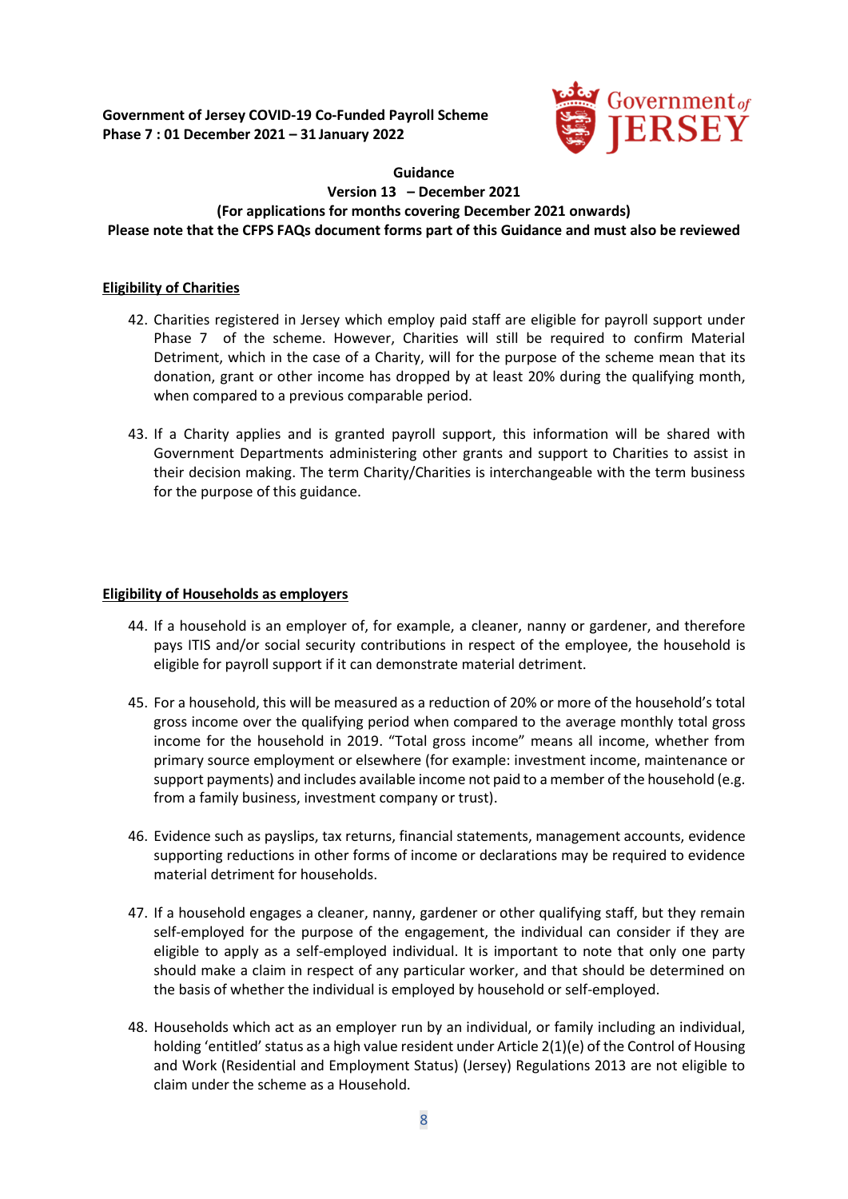**Government of Jersey COVID-19 Co-Funded Payroll Scheme**
**Phase 7 : 01 December 2021 – 31 January 2022**

**Guidance**
**Version 13 – December 2021**
**(For applications for months covering December 2021 onwards)**
**Please note that the CFPS FAQs document forms part of this Guidance and must also be reviewed**

## Eligibility of Charities

42. Charities registered in Jersey which employ paid staff are eligible for payroll support under Phase 7 of the scheme. However, Charities will still be required to confirm Material Detriment, which in the case of a Charity, will for the purpose of the scheme mean that its donation, grant or other income has dropped by at least 20% during the qualifying month, when compared to a previous comparable period.

43. If a Charity applies and is granted payroll support, this information will be shared with Government Departments administering other grants and support to Charities to assist in their decision making. The term Charity/Charities is interchangeable with the term business for the purpose of this guidance.

## Eligibility of Households as employers

44. If a household is an employer of, for example, a cleaner, nanny or gardener, and therefore pays ITIS and/or social security contributions in respect of the employee, the household is eligible for payroll support if it can demonstrate material detriment.

45. For a household, this will be measured as a reduction of 20% or more of the household's total gross income over the qualifying period when compared to the average monthly total gross income for the household in 2019. "Total gross income" means all income, whether from primary source employment or elsewhere (for example: investment income, maintenance or support payments) and includes available income not paid to a member of the household (e.g. from a family business, investment company or trust).

46. Evidence such as payslips, tax returns, financial statements, management accounts, evidence supporting reductions in other forms of income or declarations may be required to evidence material detriment for households.

47. If a household engages a cleaner, nanny, gardener or other qualifying staff, but they remain self-employed for the purpose of the engagement, the individual can consider if they are eligible to apply as a self-employed individual. It is important to note that only one party should make a claim in respect of any particular worker, and that should be determined on the basis of whether the individual is employed by household or self-employed.

48. Households which act as an employer run by an individual, or family including an individual, holding 'entitled' status as a high value resident under Article 2(1)(e) of the Control of Housing and Work (Residential and Employment Status) (Jersey) Regulations 2013 are not eligible to claim under the scheme as a Household.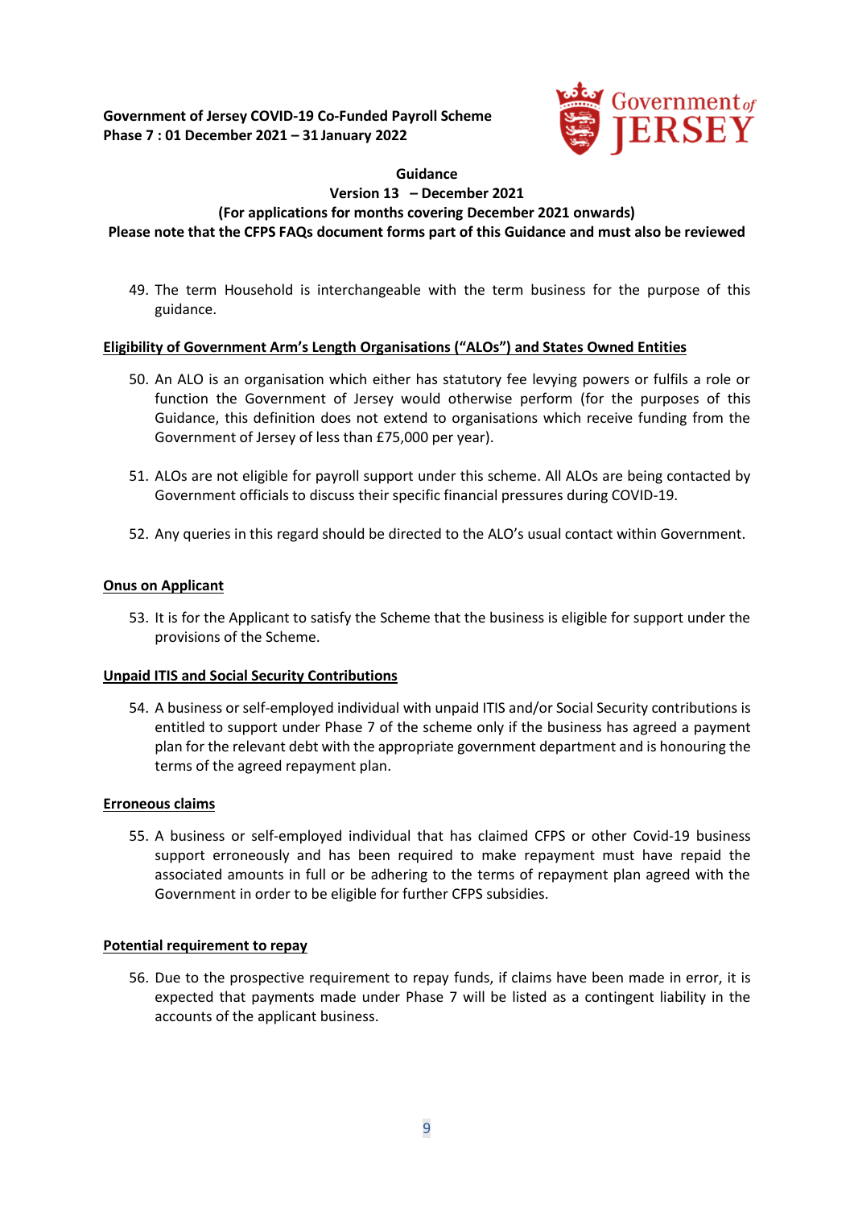49. The term Household is interchangeable with the term business for the purpose of this guidance.

**Eligibility of Government Arm's Length Organisations ("ALOs") and States Owned Entities**

50. An ALO is an organisation which either has statutory fee levying powers or fulfils a role or function the Government of Jersey would otherwise perform (for the purposes of this Guidance, this definition does not extend to organisations which receive funding from the Government of Jersey of less than £75,000 per year).

51. ALOs are not eligible for payroll support under this scheme. All ALOs are being contacted by Government officials to discuss their specific financial pressures during COVID-19.

52. Any queries in this regard should be directed to the ALO's usual contact within Government.

**Onus on Applicant**

53. It is for the Applicant to satisfy the Scheme that the business is eligible for support under the provisions of the Scheme.

**Unpaid ITIS and Social Security Contributions**

54. A business or self-employed individual with unpaid ITIS and/or Social Security contributions is entitled to support under Phase 7 of the scheme only if the business has agreed a payment plan for the relevant debt with the appropriate government department and is honouring the terms of the agreed repayment plan.

**Erroneous claims**

55. A business or self-employed individual that has claimed CFPS or other Covid-19 business support erroneously and has been required to make repayment must have repaid the associated amounts in full or be adhering to the terms of repayment plan agreed with the Government in order to be eligible for further CFPS subsidies.

**Potential requirement to repay**

56. Due to the prospective requirement to repay funds, if claims have been made in error, it is expected that payments made under Phase 7 will be listed as a contingent liability in the accounts of the applicant business.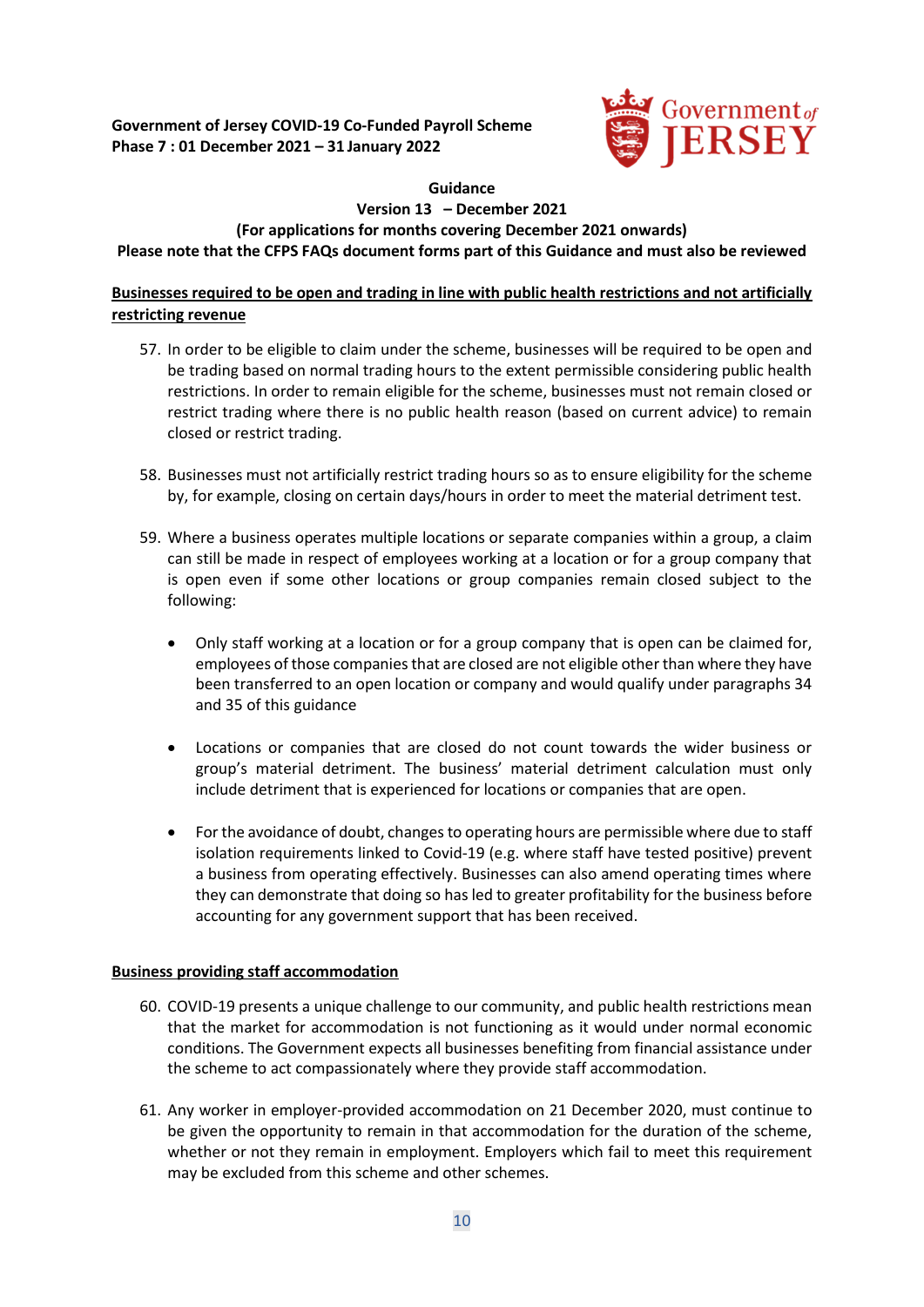**Businesses required to be open and trading in line with public health restrictions and not artificially restricting revenue**

57. In order to be eligible to claim under the scheme, businesses will be required to be open and be trading based on normal trading hours to the extent permissible considering public health restrictions. In order to remain eligible for the scheme, businesses must not remain closed or restrict trading where there is no public health reason (based on current advice) to remain closed or restrict trading.

58. Businesses must not artificially restrict trading hours so as to ensure eligibility for the scheme by, for example, closing on certain days/hours in order to meet the material detriment test.

59. Where a business operates multiple locations or separate companies within a group, a claim can still be made in respect of employees working at a location or for a group company that is open even if some other locations or group companies remain closed subject to the following:

    - Only staff working at a location or for a group company that is open can be claimed for, employees of those companies that are closed are not eligible other than where they have been transferred to an open location or company and would qualify under paragraphs 34 and 35 of this guidance

    - Locations or companies that are closed do not count towards the wider business or group's material detriment. The business' material detriment calculation must only include detriment that is experienced for locations or companies that are open.

    - For the avoidance of doubt, changes to operating hours are permissible where due to staff isolation requirements linked to Covid-19 (e.g. where staff have tested positive) prevent a business from operating effectively. Businesses can also amend operating times where they can demonstrate that doing so has led to greater profitability for the business before accounting for any government support that has been received.

**Business providing staff accommodation**

60. COVID-19 presents a unique challenge to our community, and public health restrictions mean that the market for accommodation is not functioning as it would under normal economic conditions. The Government expects all businesses benefiting from financial assistance under the scheme to act compassionately where they provide staff accommodation.

61. Any worker in employer-provided accommodation on 21 December 2020, must continue to be given the opportunity to remain in that accommodation for the duration of the scheme, whether or not they remain in employment. Employers which fail to meet this requirement may be excluded from this scheme and other schemes.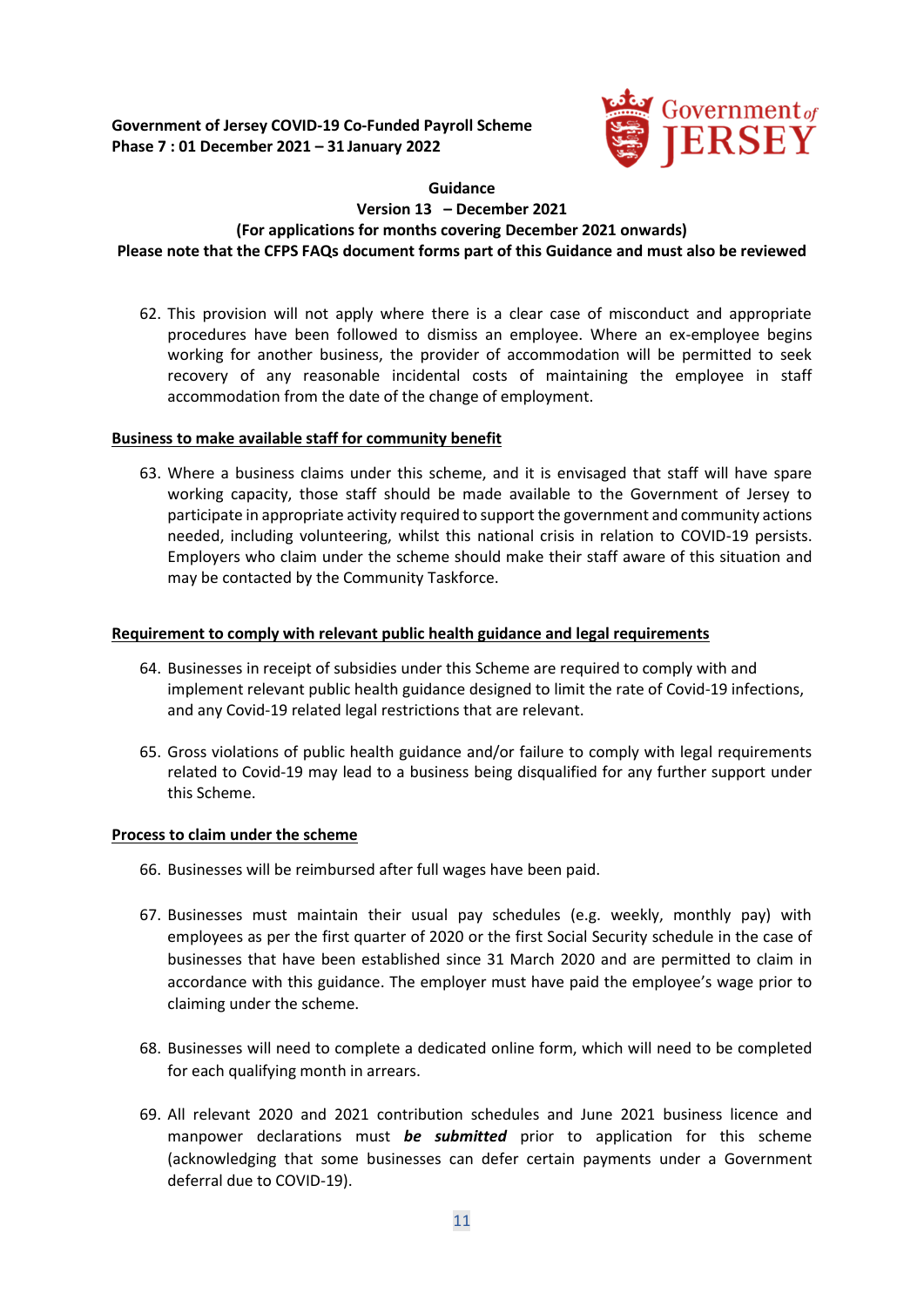62. This provision will not apply where there is a clear case of misconduct and appropriate procedures have been followed to dismiss an employee. Where an ex-employee begins working for another business, the provider of accommodation will be permitted to seek recovery of any reasonable incidental costs of maintaining the employee in staff accommodation from the date of the change of employment.

**Business to make available staff for community benefit**

63. Where a business claims under this scheme, and it is envisaged that staff will have spare working capacity, those staff should be made available to the Government of Jersey to participate in appropriate activity required to support the government and community actions needed, including volunteering, whilst this national crisis in relation to COVID-19 persists. Employers who claim under the scheme should make their staff aware of this situation and may be contacted by the Community Taskforce.

**Requirement to comply with relevant public health guidance and legal requirements**

64. Businesses in receipt of subsidies under this Scheme are required to comply with and implement relevant public health guidance designed to limit the rate of Covid-19 infections, and any Covid-19 related legal restrictions that are relevant.

65. Gross violations of public health guidance and/or failure to comply with legal requirements related to Covid-19 may lead to a business being disqualified for any further support under this Scheme.

**Process to claim under the scheme**

66. Businesses will be reimbursed after full wages have been paid.

67. Businesses must maintain their usual pay schedules (e.g. weekly, monthly pay) with employees as per the first quarter of 2020 or the first Social Security schedule in the case of businesses that have been established since 31 March 2020 and are permitted to claim in accordance with this guidance. The employer must have paid the employee's wage prior to claiming under the scheme.

68. Businesses will need to complete a dedicated online form, which will need to be completed for each qualifying month in arrears.

69. All relevant 2020 and 2021 contribution schedules and June 2021 business licence and manpower declarations must ***be submitted*** prior to application for this scheme (acknowledging that some businesses can defer certain payments under a Government deferral due to COVID-19).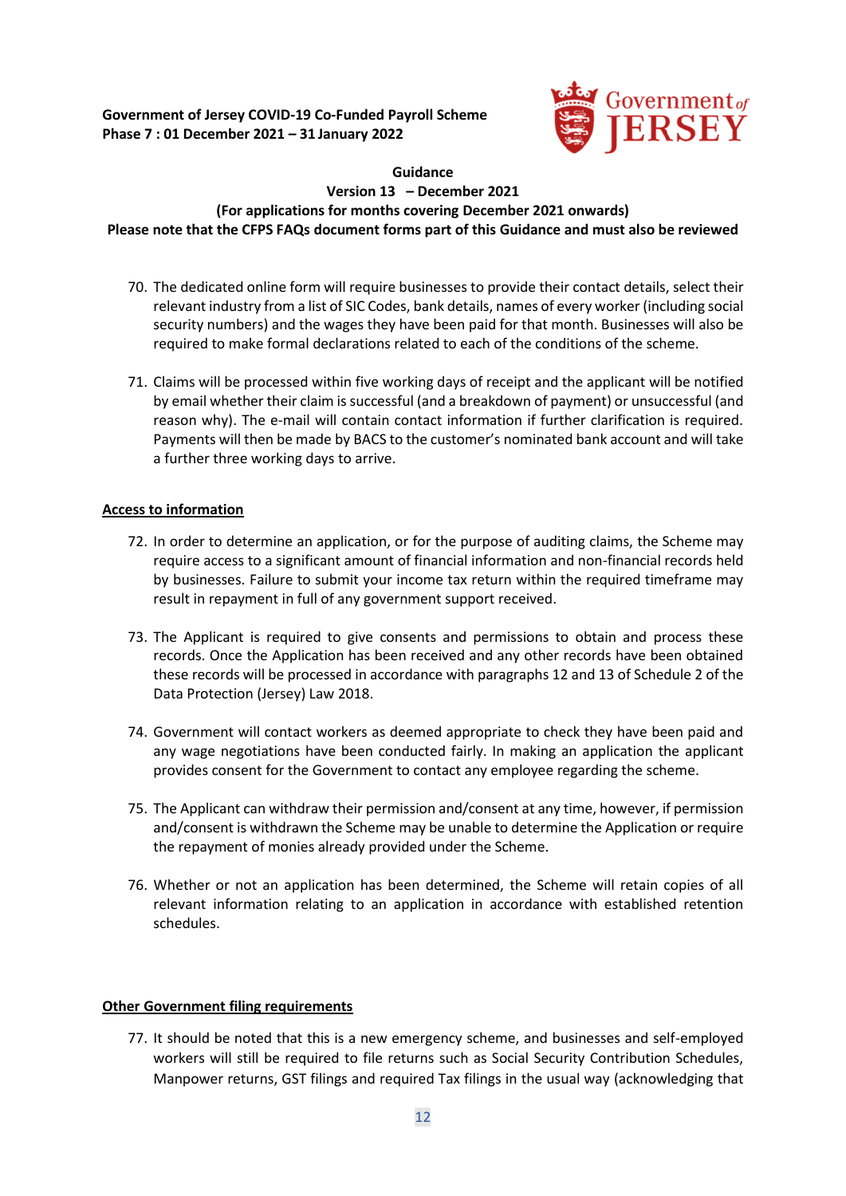70. The dedicated online form will require businesses to provide their contact details, select their relevant industry from a list of SIC Codes, bank details, names of every worker (including social security numbers) and the wages they have been paid for that month. Businesses will also be required to make formal declarations related to each of the conditions of the scheme.

71. Claims will be processed within five working days of receipt and the applicant will be notified by email whether their claim is successful (and a breakdown of payment) or unsuccessful (and reason why). The e-mail will contain contact information if further clarification is required. Payments will then be made by BACS to the customer's nominated bank account and will take a further three working days to arrive.

**Access to information**

72. In order to determine an application, or for the purpose of auditing claims, the Scheme may require access to a significant amount of financial information and non-financial records held by businesses. Failure to submit your income tax return within the required timeframe may result in repayment in full of any government support received.

73. The Applicant is required to give consents and permissions to obtain and process these records. Once the Application has been received and any other records have been obtained these records will be processed in accordance with paragraphs 12 and 13 of Schedule 2 of the Data Protection (Jersey) Law 2018.

74. Government will contact workers as deemed appropriate to check they have been paid and any wage negotiations have been conducted fairly. In making an application the applicant provides consent for the Government to contact any employee regarding the scheme.

75. The Applicant can withdraw their permission and/consent at any time, however, if permission and/consent is withdrawn the Scheme may be unable to determine the Application or require the repayment of monies already provided under the Scheme.

76. Whether or not an application has been determined, the Scheme will retain copies of all relevant information relating to an application in accordance with established retention schedules.

**Other Government filing requirements**

77. It should be noted that this is a new emergency scheme, and businesses and self-employed workers will still be required to file returns such as Social Security Contribution Schedules, Manpower returns, GST filings and required Tax filings in the usual way (acknowledging that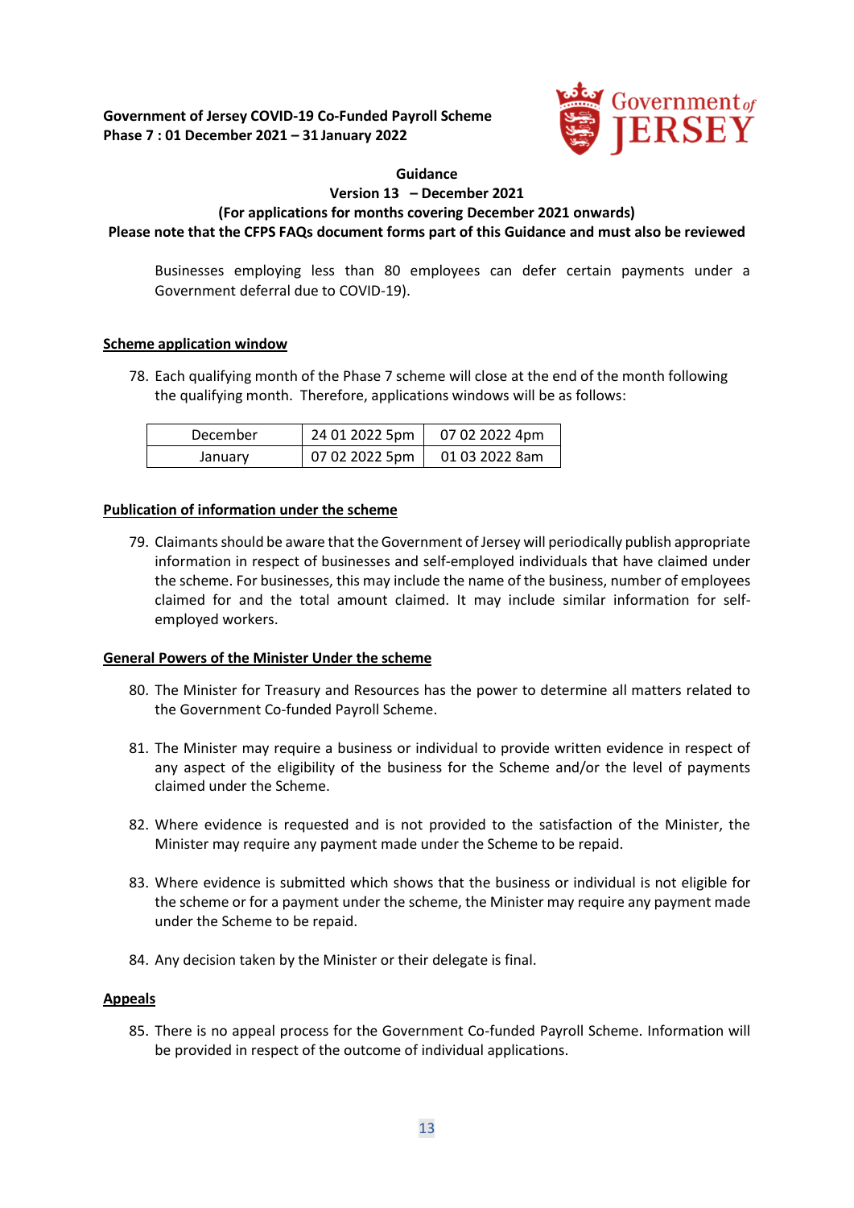Businesses employing less than 80 employees can defer certain payments under a Government deferral due to COVID-19).

**Scheme application window**

78. Each qualifying month of the Phase 7 scheme will close at the end of the month following the qualifying month. Therefore, applications windows will be as follows:

| December | 24 01 2022 5pm | 07 02 2022 4pm |
|---|---|---|
| January | 07 02 2022 5pm | 01 03 2022 8am |

**Publication of information under the scheme**

79. Claimants should be aware that the Government of Jersey will periodically publish appropriate information in respect of businesses and self-employed individuals that have claimed under the scheme. For businesses, this may include the name of the business, number of employees claimed for and the total amount claimed. It may include similar information for self-employed workers.

**General Powers of the Minister Under the scheme**

80. The Minister for Treasury and Resources has the power to determine all matters related to the Government Co-funded Payroll Scheme.

81. The Minister may require a business or individual to provide written evidence in respect of any aspect of the eligibility of the business for the Scheme and/or the level of payments claimed under the Scheme.

82. Where evidence is requested and is not provided to the satisfaction of the Minister, the Minister may require any payment made under the Scheme to be repaid.

83. Where evidence is submitted which shows that the business or individual is not eligible for the scheme or for a payment under the scheme, the Minister may require any payment made under the Scheme to be repaid.

84. Any decision taken by the Minister or their delegate is final.

**Appeals**

85. There is no appeal process for the Government Co-funded Payroll Scheme. Information will be provided in respect of the outcome of individual applications.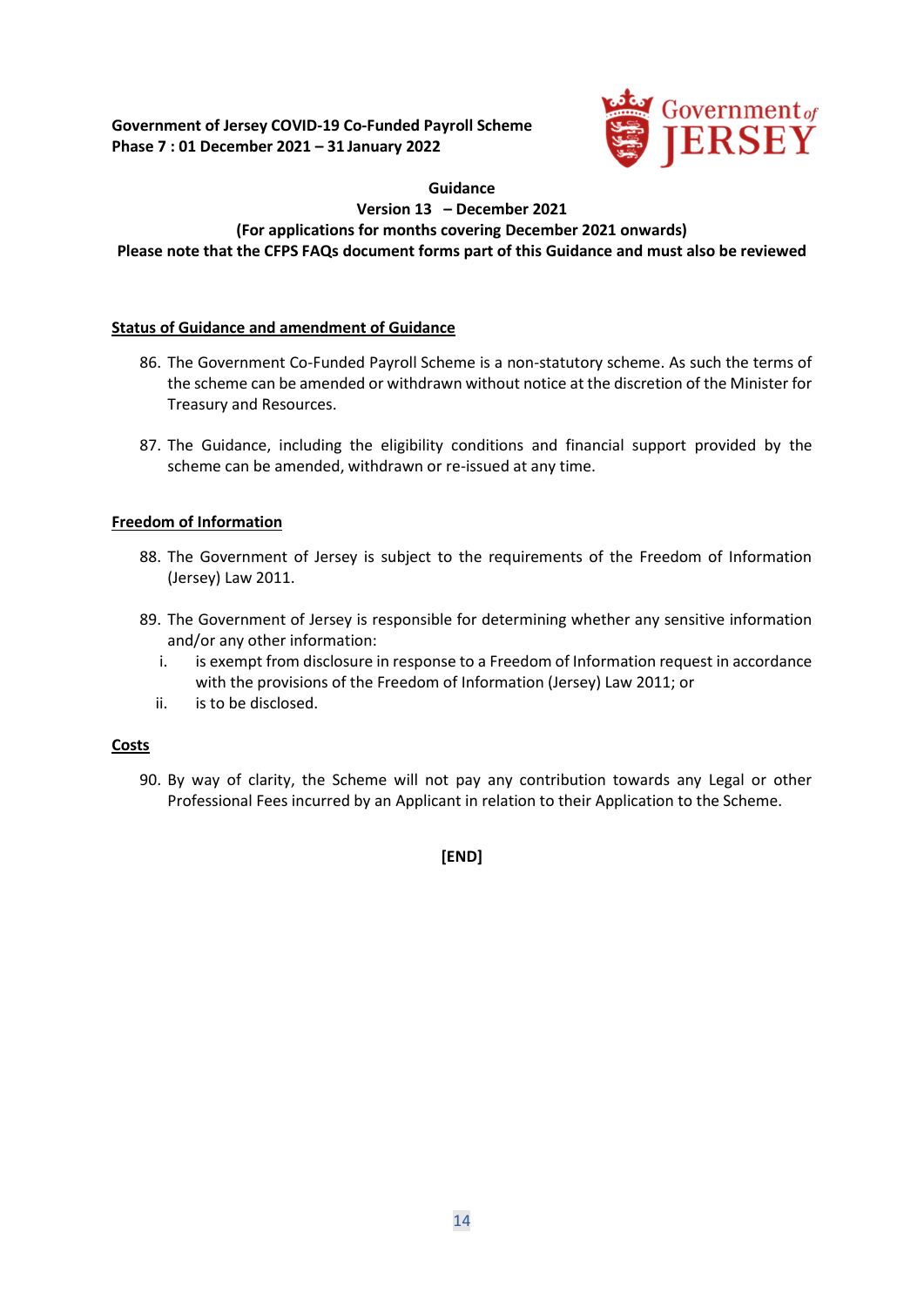**Government of Jersey COVID-19 Co-Funded Payroll Scheme**
**Phase 7 : 01 December 2021 – 31 January 2022**

**Guidance**
**Version 13 – December 2021**
**(For applications for months covering December 2021 onwards)**
**Please note that the CFPS FAQs document forms part of this Guidance and must also be reviewed**

## Status of Guidance and amendment of Guidance

86. The Government Co-Funded Payroll Scheme is a non-statutory scheme. As such the terms of the scheme can be amended or withdrawn without notice at the discretion of the Minister for Treasury and Resources.

87. The Guidance, including the eligibility conditions and financial support provided by the scheme can be amended, withdrawn or re-issued at any time.

## Freedom of Information

88. The Government of Jersey is subject to the requirements of the Freedom of Information (Jersey) Law 2011.

89. The Government of Jersey is responsible for determining whether any sensitive information and/or any other information:
    i. is exempt from disclosure in response to a Freedom of Information request in accordance with the provisions of the Freedom of Information (Jersey) Law 2011; or
    ii. is to be disclosed.

## Costs

90. By way of clarity, the Scheme will not pay any contribution towards any Legal or other Professional Fees incurred by an Applicant in relation to their Application to the Scheme.

**[END]**